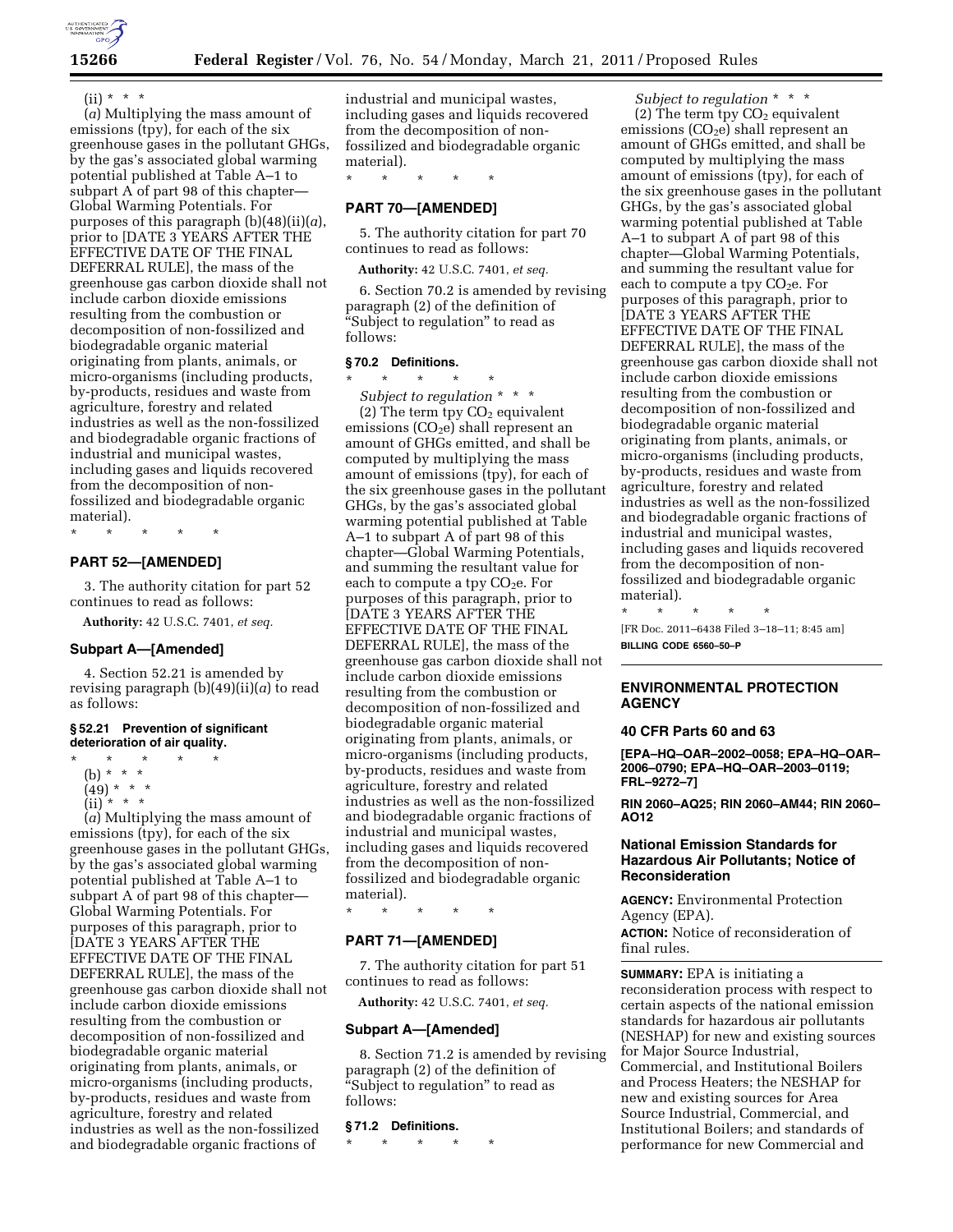(ii) * * *

(*a*) Multiplying the mass amount of emissions (tpy), for each of the six greenhouse gases in the pollutant GHGs, by the gas's associated global warming potential published at Table A–1 to subpart A of part 98 of this chapter—Global Warming Potentials. For purposes of this paragraph (b)(48)(ii)(*a*), prior to [DATE 3 YEARS AFTER THE EFFECTIVE DATE OF THE FINAL DEFERRAL RULE], the mass of the greenhouse gas carbon dioxide shall not include carbon dioxide emissions resulting from the combustion or decomposition of non-fossilized and biodegradable organic material originating from plants, animals, or micro-organisms (including products, by-products, residues and waste from agriculture, forestry and related industries as well as the non-fossilized and biodegradable organic fractions of industrial and municipal wastes, including gases and liquids recovered from the decomposition of non-fossilized and biodegradable organic material).

* * * * *

## PART 52—[AMENDED]

3. The authority citation for part 52 continues to read as follows:

**Authority:** 42 U.S.C. 7401, *et seq.*

### Subpart A—[Amended]

4. Section 52.21 is amended by revising paragraph (b)(49)(ii)(*a*) to read as follows:

#### § 52.21 Prevention of significant deterioration of air quality.

* * * * *

(b) * * *

(49) * * *

(ii) * * *

(*a*) Multiplying the mass amount of emissions (tpy), for each of the six greenhouse gases in the pollutant GHGs, by the gas's associated global warming potential published at Table A–1 to subpart A of part 98 of this chapter—Global Warming Potentials. For purposes of this paragraph, prior to [DATE 3 YEARS AFTER THE EFFECTIVE DATE OF THE FINAL DEFERRAL RULE], the mass of the greenhouse gas carbon dioxide shall not include carbon dioxide emissions resulting from the combustion or decomposition of non-fossilized and biodegradable organic material originating from plants, animals, or micro-organisms (including products, by-products, residues and waste from agriculture, forestry and related industries as well as the non-fossilized and biodegradable organic fractions of industrial and municipal wastes, including gases and liquids recovered from the decomposition of non-fossilized and biodegradable organic material).

* * * * *

## PART 70—[AMENDED]

5. The authority citation for part 70 continues to read as follows:

**Authority:** 42 U.S.C. 7401, *et seq.*

6. Section 70.2 is amended by revising paragraph (2) of the definition of "Subject to regulation" to read as follows:

#### § 70.2 Definitions.

* * * * *

*Subject to regulation* * * *

(2) The term tpy $CO_2$ equivalent emissions ($CO_2e$) shall represent an amount of GHGs emitted, and shall be computed by multiplying the mass amount of emissions (tpy), for each of the six greenhouse gases in the pollutant GHGs, by the gas's associated global warming potential published at Table A–1 to subpart A of part 98 of this chapter—Global Warming Potentials, and summing the resultant value for each to compute a tpy $CO_2e$. For purposes of this paragraph, prior to [DATE 3 YEARS AFTER THE EFFECTIVE DATE OF THE FINAL DEFERRAL RULE], the mass of the greenhouse gas carbon dioxide shall not include carbon dioxide emissions resulting from the combustion or decomposition of non-fossilized and biodegradable organic material originating from plants, animals, or micro-organisms (including products, by-products, residues and waste from agriculture, forestry and related industries as well as the non-fossilized and biodegradable organic fractions of industrial and municipal wastes, including gases and liquids recovered from the decomposition of non-fossilized and biodegradable organic material).

* * * * *

## PART 71—[AMENDED]

7. The authority citation for part 51 continues to read as follows:

**Authority:** 42 U.S.C. 7401, *et seq.*

### Subpart A—[Amended]

8. Section 71.2 is amended by revising paragraph (2) of the definition of "Subject to regulation" to read as follows:

#### § 71.2 Definitions.

* * * * *

*Subject to regulation* * * *

(2) The term tpy $CO_2$ equivalent emissions ($CO_2e$) shall represent an amount of GHGs emitted, and shall be computed by multiplying the mass amount of emissions (tpy), for each of the six greenhouse gases in the pollutant GHGs, by the gas's associated global warming potential published at Table A–1 to subpart A of part 98 of this chapter—Global Warming Potentials, and summing the resultant value for each to compute a tpy $CO_2e$. For purposes of this paragraph, prior to [DATE 3 YEARS AFTER THE EFFECTIVE DATE OF THE FINAL DEFERRAL RULE], the mass of the greenhouse gas carbon dioxide shall not include carbon dioxide emissions resulting from the combustion or decomposition of non-fossilized and biodegradable organic material originating from plants, animals, or micro-organisms (including products, by-products, residues and waste from agriculture, forestry and related industries as well as the non-fossilized and biodegradable organic fractions of industrial and municipal wastes, including gases and liquids recovered from the decomposition of non-fossilized and biodegradable organic material).

* * * * *

[FR Doc. 2011–6438 Filed 3–18–11; 8:45 am]

**BILLING CODE 6560–50–P**

---

## ENVIRONMENTAL PROTECTION AGENCY

### 40 CFR Parts 60 and 63

**[EPA–HQ–OAR–2002–0058; EPA–HQ–OAR–2006–0790; EPA–HQ–OAR–2003–0119; FRL–9272–7]**

**RIN 2060–AQ25; RIN 2060–AM44; RIN 2060–AO12**

### National Emission Standards for Hazardous Air Pollutants; Notice of Reconsideration

**AGENCY:** Environmental Protection Agency (EPA).

**ACTION:** Notice of reconsideration of final rules.

**SUMMARY:** EPA is initiating a reconsideration process with respect to certain aspects of the national emission standards for hazardous air pollutants (NESHAP) for new and existing sources for Major Source Industrial, Commercial, and Institutional Boilers and Process Heaters; the NESHAP for new and existing sources for Area Source Industrial, Commercial, and Institutional Boilers; and standards of performance for new Commercial and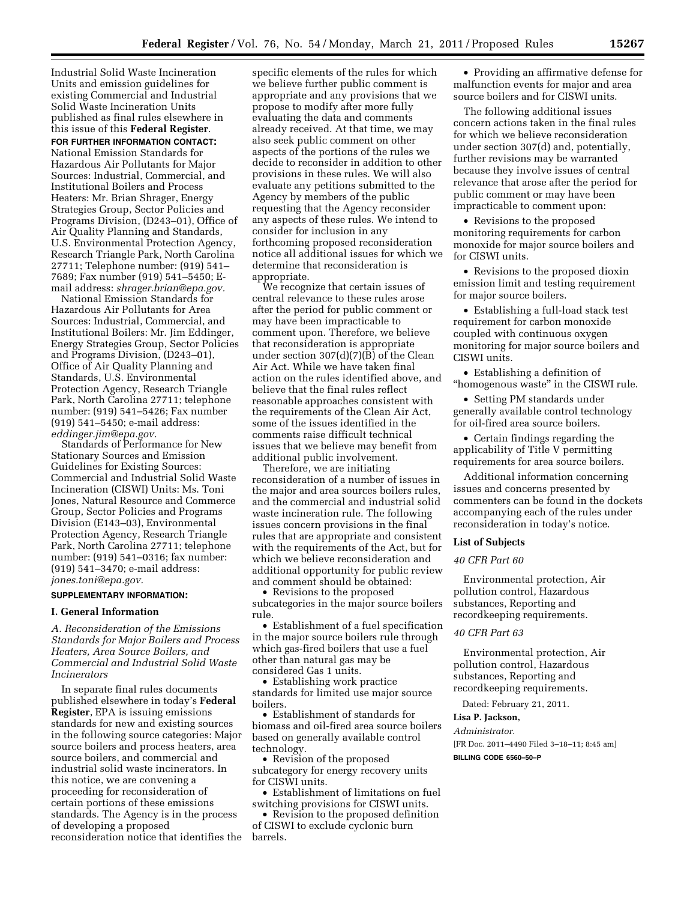Industrial Solid Waste Incineration Units and emission guidelines for existing Commercial and Industrial Solid Waste Incineration Units published as final rules elsewhere in this issue of this **Federal Register**.

**FOR FURTHER INFORMATION CONTACT:**

National Emission Standards for Hazardous Air Pollutants for Major Sources: Industrial, Commercial, and Institutional Boilers and Process Heaters: Mr. Brian Shrager, Energy Strategies Group, Sector Policies and Programs Division, (D243–01), Office of Air Quality Planning and Standards, U.S. Environmental Protection Agency, Research Triangle Park, North Carolina 27711; Telephone number: (919) 541–7689; Fax number (919) 541–5450; E-mail address: *shrager.brian@epa.gov.*

National Emission Standards for Hazardous Air Pollutants for Area Sources: Industrial, Commercial, and Institutional Boilers: Mr. Jim Eddinger, Energy Strategies Group, Sector Policies and Programs Division, (D243–01), Office of Air Quality Planning and Standards, U.S. Environmental Protection Agency, Research Triangle Park, North Carolina 27711; telephone number: (919) 541–5426; Fax number (919) 541–5450; e-mail address: *eddinger.jim@epa.gov.*

Standards of Performance for New Stationary Sources and Emission Guidelines for Existing Sources: Commercial and Industrial Solid Waste Incineration (CISWI) Units: Ms. Toni Jones, Natural Resource and Commerce Group, Sector Policies and Programs Division (E143–03), Environmental Protection Agency, Research Triangle Park, North Carolina 27711; telephone number: (919) 541–0316; fax number: (919) 541–3470; e-mail address: *jones.toni@epa.gov.*

**SUPPLEMENTARY INFORMATION:**

## I. General Information

*A. Reconsideration of the Emissions Standards for Major Boilers and Process Heaters, Area Source Boilers, and Commercial and Industrial Solid Waste Incinerators*

In separate final rules documents published elsewhere in today's **Federal Register**, EPA is issuing emissions standards for new and existing sources in the following source categories: Major source boilers and process heaters, area source boilers, and commercial and industrial solid waste incinerators. In this notice, we are convening a proceeding for reconsideration of certain portions of these emissions standards. The Agency is in the process of developing a proposed reconsideration notice that identifies the specific elements of the rules for which we believe further public comment is appropriate and any provisions that we propose to modify after more fully evaluating the data and comments already received. At that time, we may also seek public comment on other aspects of the portions of the rules we decide to reconsider in addition to other provisions in these rules. We will also evaluate any petitions submitted to the Agency by members of the public requesting that the Agency reconsider any aspects of these rules. We intend to consider for inclusion in any forthcoming proposed reconsideration notice all additional issues for which we determine that reconsideration is appropriate.

We recognize that certain issues of central relevance to these rules arose after the period for public comment or may have been impracticable to comment upon. Therefore, we believe that reconsideration is appropriate under section 307(d)(7)(B) of the Clean Air Act. While we have taken final action on the rules identified above, and believe that the final rules reflect reasonable approaches consistent with the requirements of the Clean Air Act, some of the issues identified in the comments raise difficult technical issues that we believe may benefit from additional public involvement.

Therefore, we are initiating reconsideration of a number of issues in the major and area sources boilers rules, and the commercial and industrial solid waste incineration rule. The following issues concern provisions in the final rules that are appropriate and consistent with the requirements of the Act, but for which we believe reconsideration and additional opportunity for public review and comment should be obtained:

- Revisions to the proposed subcategories in the major source boilers rule.
- Establishment of a fuel specification in the major source boilers rule through which gas-fired boilers that use a fuel other than natural gas may be considered Gas 1 units.
- Establishing work practice standards for limited use major source boilers.
- Establishment of standards for biomass and oil-fired area source boilers based on generally available control technology.
- Revision of the proposed subcategory for energy recovery units for CISWI units.
- Establishment of limitations on fuel switching provisions for CISWI units.
- Revision to the proposed definition of CISWI to exclude cyclonic burn barrels.
- Providing an affirmative defense for malfunction events for major and area source boilers and for CISWI units.

The following additional issues concern actions taken in the final rules for which we believe reconsideration under section 307(d) and, potentially, further revisions may be warranted because they involve issues of central relevance that arose after the period for public comment or may have been impracticable to comment upon:

- Revisions to the proposed monitoring requirements for carbon monoxide for major source boilers and for CISWI units.
- Revisions to the proposed dioxin emission limit and testing requirement for major source boilers.
- Establishing a full-load stack test requirement for carbon monoxide coupled with continuous oxygen monitoring for major source boilers and CISWI units.
- Establishing a definition of "homogenous waste" in the CISWI rule.
- Setting PM standards under generally available control technology for oil-fired area source boilers.
- Certain findings regarding the applicability of Title V permitting requirements for area source boilers.

Additional information concerning issues and concerns presented by commenters can be found in the dockets accompanying each of the rules under reconsideration in today's notice.

### List of Subjects

*40 CFR Part 60*

Environmental protection, Air pollution control, Hazardous substances, Reporting and recordkeeping requirements.

*40 CFR Part 63*

Environmental protection, Air pollution control, Hazardous substances, Reporting and recordkeeping requirements.

Dated: February 21, 2011.

**Lisa P. Jackson,**

*Administrator.*

[FR Doc. 2011–4490 Filed 3–18–11; 8:45 am]

**BILLING CODE 6560–50–P**